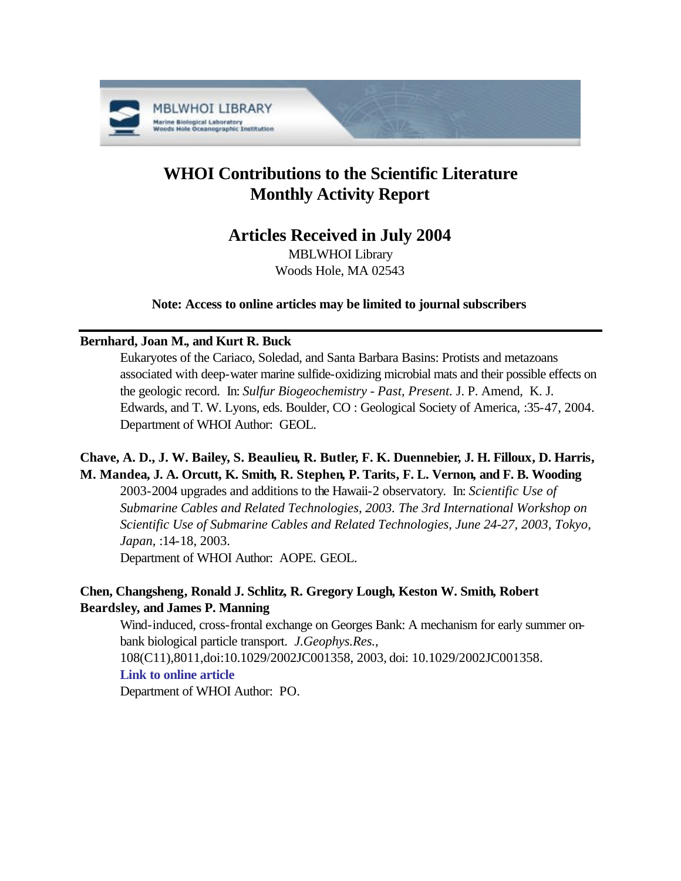# WHOI Contributions to the Scientific Literature Monthly Activity Report

## Articles Received in July 2004

MBLWHOI Library
Woods Hole, MA 02543

**Note: Access to online articles may be limited to journal subscribers**

---

**Bernhard, Joan M., and Kurt R. Buck**

Eukaryotes of the Cariaco, Soledad, and Santa Barbara Basins: Protists and metazoans associated with deep-water marine sulfide-oxidizing microbial mats and their possible effects on the geologic record. In: *Sulfur Biogeochemistry - Past, Present.* J. P. Amend, K. J. Edwards, and T. W. Lyons, eds. Boulder, CO : Geological Society of America, :35-47, 2004.
Department of WHOI Author: GEOL.

**Chave, A. D., J. W. Bailey, S. Beaulieu, R. Butler, F. K. Duennebier, J. H. Filloux, D. Harris, M. Mandea, J. A. Orcutt, K. Smith, R. Stephen, P. Tarits, F. L. Vernon, and F. B. Wooding**

2003-2004 upgrades and additions to the Hawaii-2 observatory. In: *Scientific Use of Submarine Cables and Related Technologies, 2003. The 3rd International Workshop on Scientific Use of Submarine Cables and Related Technologies, June 24-27, 2003, Tokyo, Japan*, :14-18, 2003.
Department of WHOI Author: AOPE. GEOL.

**Chen, Changsheng, Ronald J. Schlitz, R. Gregory Lough, Keston W. Smith, Robert Beardsley, and James P. Manning**

Wind-induced, cross-frontal exchange on Georges Bank: A mechanism for early summer on-bank biological particle transport. *J.Geophys.Res.*, 108(C11),8011,doi:10.1029/2002JC001358, 2003, doi: 10.1029/2002JC001358.
**Link to online article**
Department of WHOI Author: PO.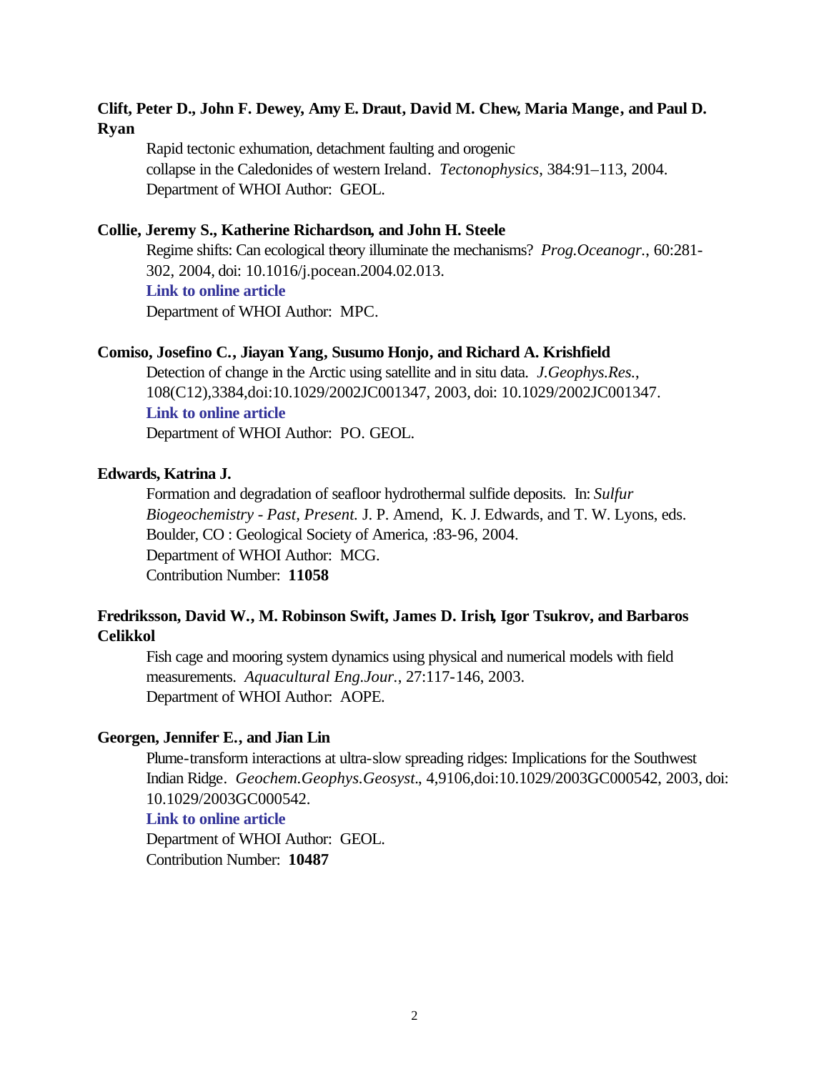**Clift, Peter D., John F. Dewey, Amy E. Draut, David M. Chew, Maria Mange, and Paul D. Ryan**

Rapid tectonic exhumation, detachment faulting and orogenic collapse in the Caledonides of western Ireland. *Tectonophysics*, 384:91–113, 2004.
Department of WHOI Author: GEOL.

**Collie, Jeremy S., Katherine Richardson, and John H. Steele**

Regime shifts: Can ecological theory illuminate the mechanisms? *Prog.Oceanogr.*, 60:281-302, 2004, doi: 10.1016/j.pocean.2004.02.013.
**Link to online article**
Department of WHOI Author: MPC.

**Comiso, Josefino C., Jiayan Yang, Susumo Honjo, and Richard A. Krishfield**

Detection of change in the Arctic using satellite and in situ data. *J.Geophys.Res.*, 108(C12),3384,doi:10.1029/2002JC001347, 2003, doi: 10.1029/2002JC001347.
**Link to online article**
Department of WHOI Author: PO. GEOL.

**Edwards, Katrina J.**

Formation and degradation of seafloor hydrothermal sulfide deposits. In: *Sulfur Biogeochemistry - Past, Present.* J. P. Amend, K. J. Edwards, and T. W. Lyons, eds. Boulder, CO : Geological Society of America, :83-96, 2004.
Department of WHOI Author: MCG.
Contribution Number: **11058**

**Fredriksson, David W., M. Robinson Swift, James D. Irish, Igor Tsukrov, and Barbaros Celikkol**

Fish cage and mooring system dynamics using physical and numerical models with field measurements. *Aquacultural Eng.Jour.*, 27:117-146, 2003.
Department of WHOI Author: AOPE.

**Georgen, Jennifer E., and Jian Lin**

Plume-transform interactions at ultra-slow spreading ridges: Implications for the Southwest Indian Ridge. *Geochem.Geophys.Geosyst.*, 4,9106,doi:10.1029/2003GC000542, 2003, doi: 10.1029/2003GC000542.
**Link to online article**
Department of WHOI Author: GEOL.
Contribution Number: **10487**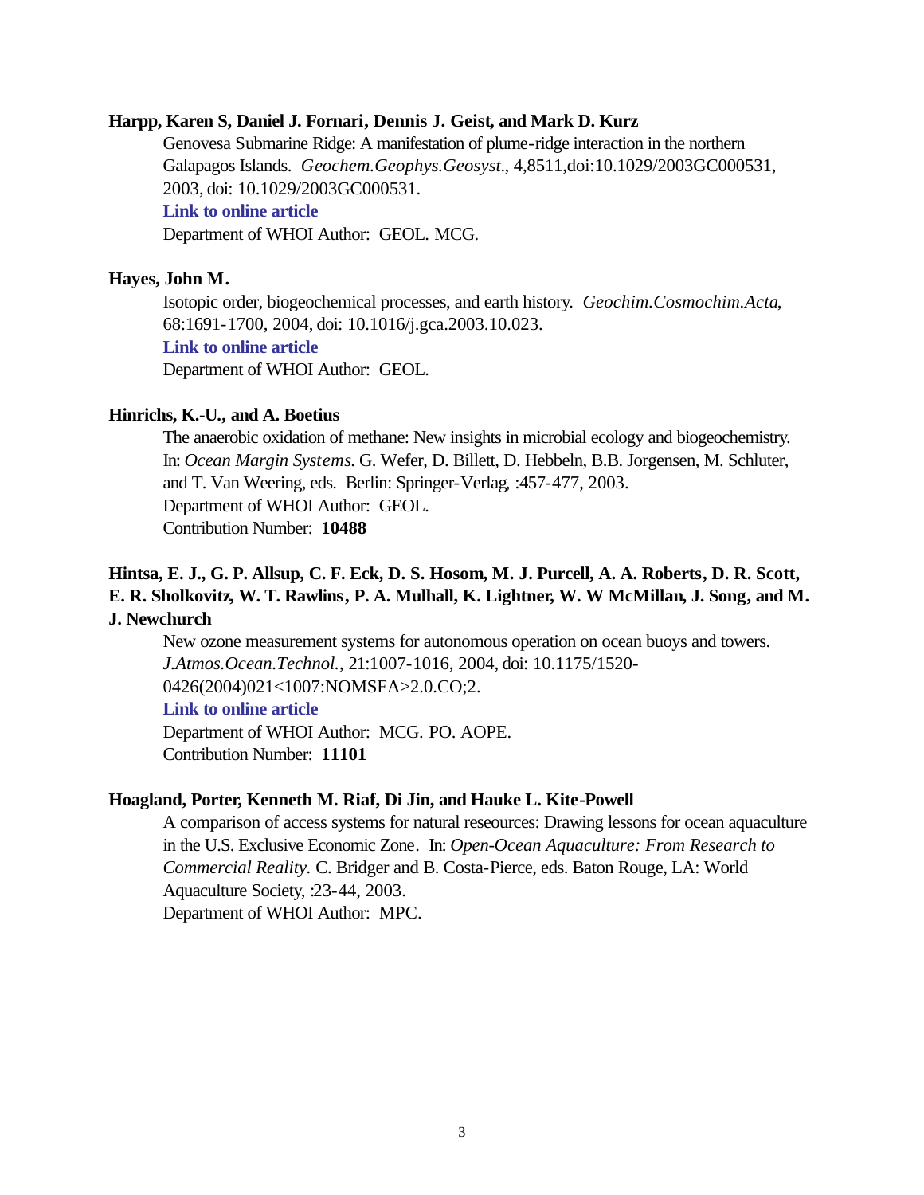**Harpp, Karen S, Daniel J. Fornari, Dennis J. Geist, and Mark D. Kurz**

Genovesa Submarine Ridge: A manifestation of plume-ridge interaction in the northern Galapagos Islands. *Geochem.Geophys.Geosyst.*, 4,8511,doi:10.1029/2003GC000531, 2003, doi: 10.1029/2003GC000531.

**Link to online article**

Department of WHOI Author: GEOL. MCG.

**Hayes, John M.**

Isotopic order, biogeochemical processes, and earth history. *Geochim.Cosmochim.Acta*, 68:1691-1700, 2004, doi: 10.1016/j.gca.2003.10.023.

**Link to online article**

Department of WHOI Author: GEOL.

**Hinrichs, K.-U., and A. Boetius**

The anaerobic oxidation of methane: New insights in microbial ecology and biogeochemistry. In: *Ocean Margin Systems.* G. Wefer, D. Billett, D. Hebbeln, B.B. Jorgensen, M. Schluter, and T. Van Weering, eds. Berlin: Springer-Verlag, :457-477, 2003.

Department of WHOI Author: GEOL.

Contribution Number: **10488**

**Hintsa, E. J., G. P. Allsup, C. F. Eck, D. S. Hosom, M. J. Purcell, A. A. Roberts, D. R. Scott, E. R. Sholkovitz, W. T. Rawlins, P. A. Mulhall, K. Lightner, W. W McMillan, J. Song, and M. J. Newchurch**

New ozone measurement systems for autonomous operation on ocean buoys and towers. *J.Atmos.Ocean.Technol.*, 21:1007-1016, 2004, doi: 10.1175/1520-0426(2004)021<1007:NOMSFA>2.0.CO;2.

**Link to online article**

Department of WHOI Author: MCG. PO. AOPE.

Contribution Number: **11101**

**Hoagland, Porter, Kenneth M. Riaf, Di Jin, and Hauke L. Kite-Powell**

A comparison of access systems for natural reseources: Drawing lessons for ocean aquaculture in the U.S. Exclusive Economic Zone. In: *Open-Ocean Aquaculture: From Research to Commercial Reality.* C. Bridger and B. Costa-Pierce, eds. Baton Rouge, LA: World Aquaculture Society, :23-44, 2003.

Department of WHOI Author: MPC.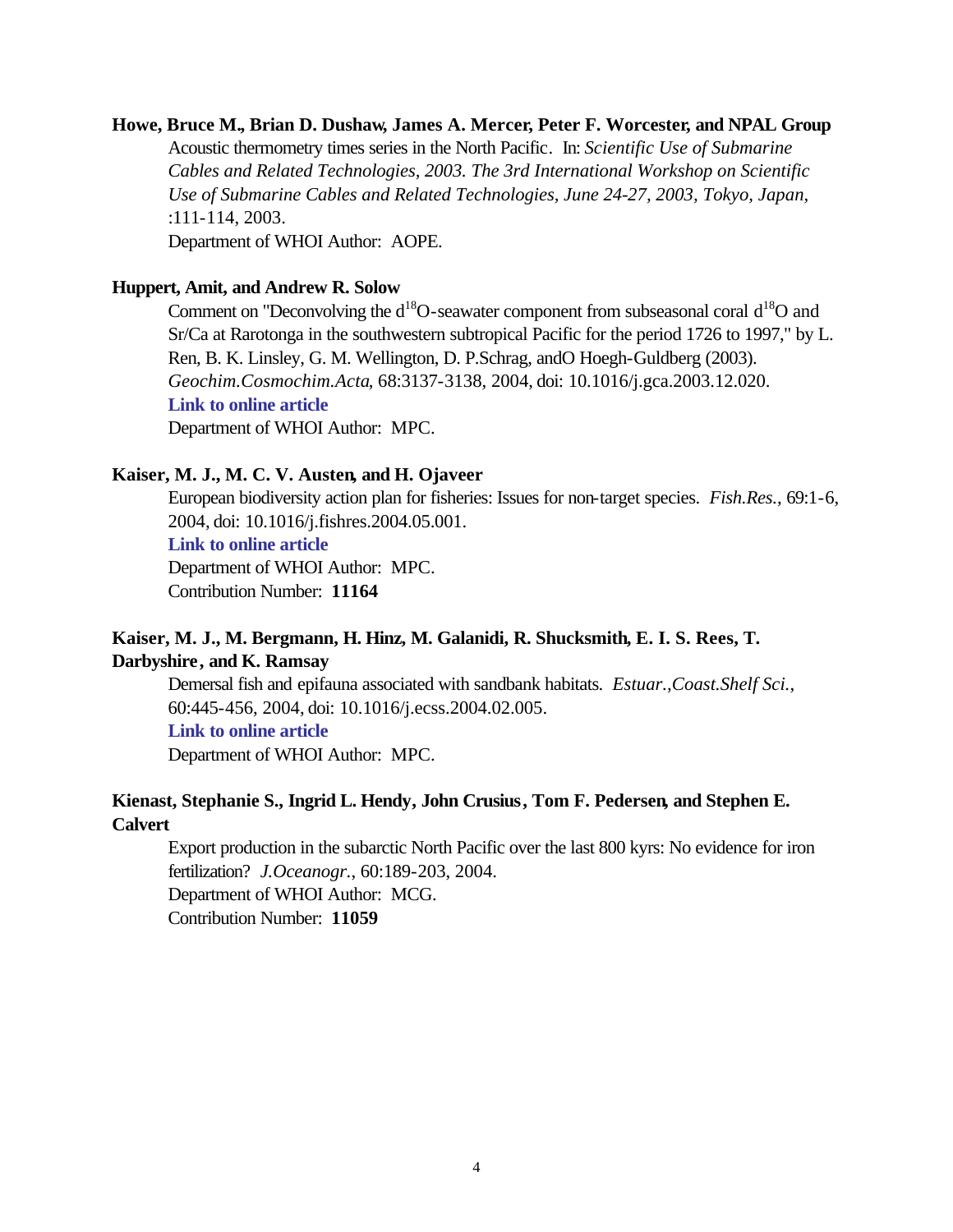**Howe, Bruce M., Brian D. Dushaw, James A. Mercer, Peter F. Worcester, and NPAL Group**

Acoustic thermometry times series in the North Pacific. In: *Scientific Use of Submarine Cables and Related Technologies, 2003. The 3rd International Workshop on Scientific Use of Submarine Cables and Related Technologies, June 24-27, 2003, Tokyo, Japan*, :111-114, 2003.

Department of WHOI Author: AOPE.

**Huppert, Amit, and Andrew R. Solow**

Comment on "Deconvolving the $d^{18}O$-seawater component from subseasonal coral $d^{18}O$ and Sr/Ca at Rarotonga in the southwestern subtropical Pacific for the period 1726 to 1997," by L. Ren, B. K. Linsley, G. M. Wellington, D. P.Schrag, andO Hoegh-Guldberg (2003). *Geochim.Cosmochim.Acta*, 68:3137-3138, 2004, doi: 10.1016/j.gca.2003.12.020.

**Link to online article**

Department of WHOI Author: MPC.

**Kaiser, M. J., M. C. V. Austen, and H. Ojaveer**

European biodiversity action plan for fisheries: Issues for non-target species. *Fish.Res.*, 69:1-6, 2004, doi: 10.1016/j.fishres.2004.05.001.

**Link to online article**

Department of WHOI Author: MPC.

Contribution Number: **11164**

**Kaiser, M. J., M. Bergmann, H. Hinz, M. Galanidi, R. Shucksmith, E. I. S. Rees, T. Darbyshire, and K. Ramsay**

Demersal fish and epifauna associated with sandbank habitats. *Estuar.,Coast.Shelf Sci.*, 60:445-456, 2004, doi: 10.1016/j.ecss.2004.02.005.

**Link to online article**

Department of WHOI Author: MPC.

**Kienast, Stephanie S., Ingrid L. Hendy, John Crusius, Tom F. Pedersen, and Stephen E. Calvert**

Export production in the subarctic North Pacific over the last 800 kyrs: No evidence for iron fertilization? *J.Oceanogr.*, 60:189-203, 2004.

Department of WHOI Author: MCG.

Contribution Number: **11059**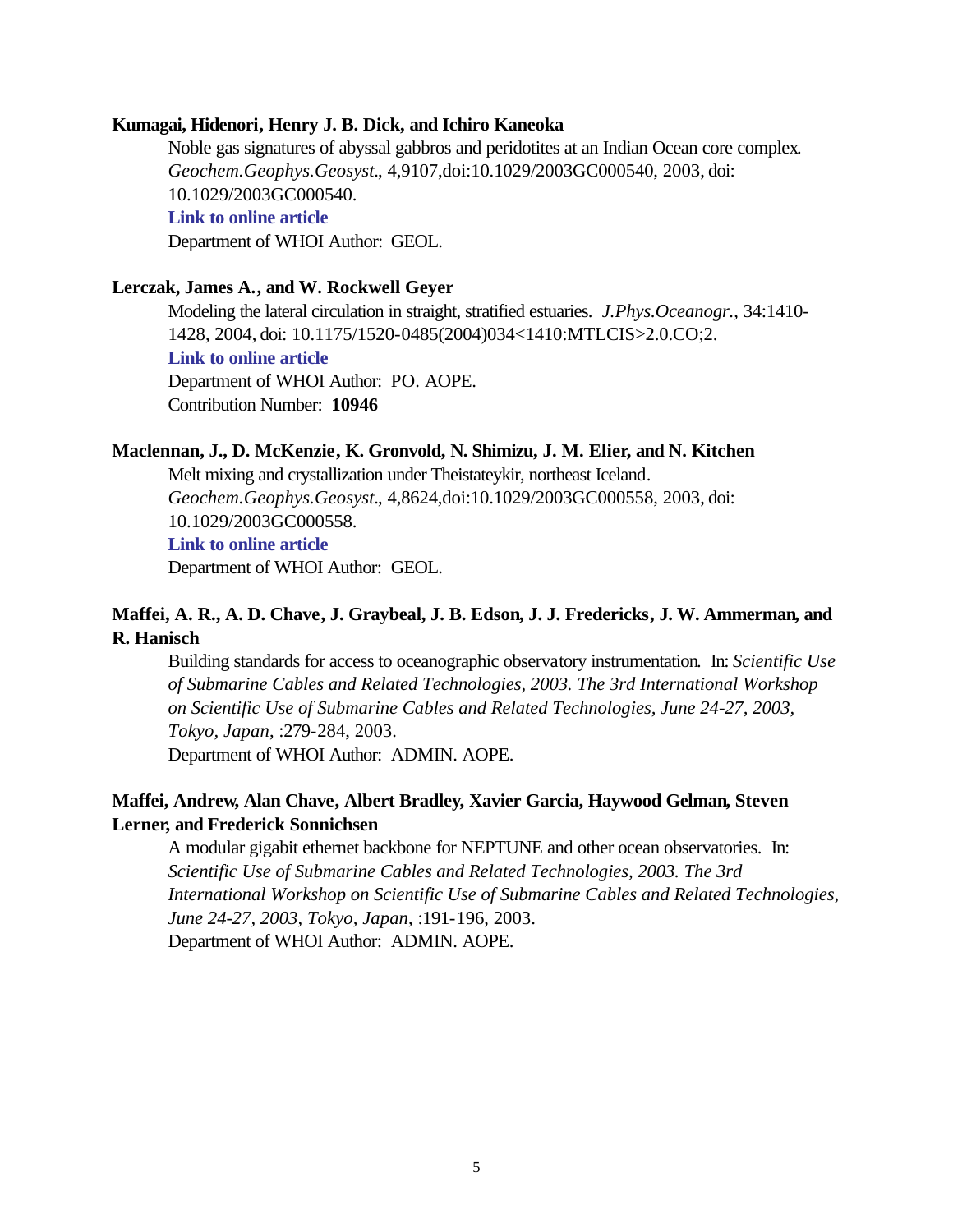**Kumagai, Hidenori, Henry J. B. Dick, and Ichiro Kaneoka**

Noble gas signatures of abyssal gabbros and peridotites at an Indian Ocean core complex. *Geochem.Geophys.Geosyst.*, 4,9107,doi:10.1029/2003GC000540, 2003, doi: 10.1029/2003GC000540.

**Link to online article**

Department of WHOI Author: GEOL.

**Lerczak, James A., and W. Rockwell Geyer**

Modeling the lateral circulation in straight, stratified estuaries. *J.Phys.Oceanogr.*, 34:1410-1428, 2004, doi: 10.1175/1520-0485(2004)034<1410:MTLCIS>2.0.CO;2.

**Link to online article**

Department of WHOI Author: PO. AOPE.

Contribution Number: **10946**

**Maclennan, J., D. McKenzie, K. Gronvold, N. Shimizu, J. M. Elier, and N. Kitchen**

Melt mixing and crystallization under Theistateykir, northeast Iceland. *Geochem.Geophys.Geosyst.*, 4,8624,doi:10.1029/2003GC000558, 2003, doi: 10.1029/2003GC000558.

**Link to online article**

Department of WHOI Author: GEOL.

**Maffei, A. R., A. D. Chave, J. Graybeal, J. B. Edson, J. J. Fredericks, J. W. Ammerman, and R. Hanisch**

Building standards for access to oceanographic observatory instrumentation. In: *Scientific Use of Submarine Cables and Related Technologies, 2003. The 3rd International Workshop on Scientific Use of Submarine Cables and Related Technologies, June 24-27, 2003, Tokyo, Japan*, :279-284, 2003.

Department of WHOI Author: ADMIN. AOPE.

**Maffei, Andrew, Alan Chave, Albert Bradley, Xavier Garcia, Haywood Gelman, Steven Lerner, and Frederick Sonnichsen**

A modular gigabit ethernet backbone for NEPTUNE and other ocean observatories. In: *Scientific Use of Submarine Cables and Related Technologies, 2003. The 3rd International Workshop on Scientific Use of Submarine Cables and Related Technologies, June 24-27, 2003, Tokyo, Japan*, :191-196, 2003.

Department of WHOI Author: ADMIN. AOPE.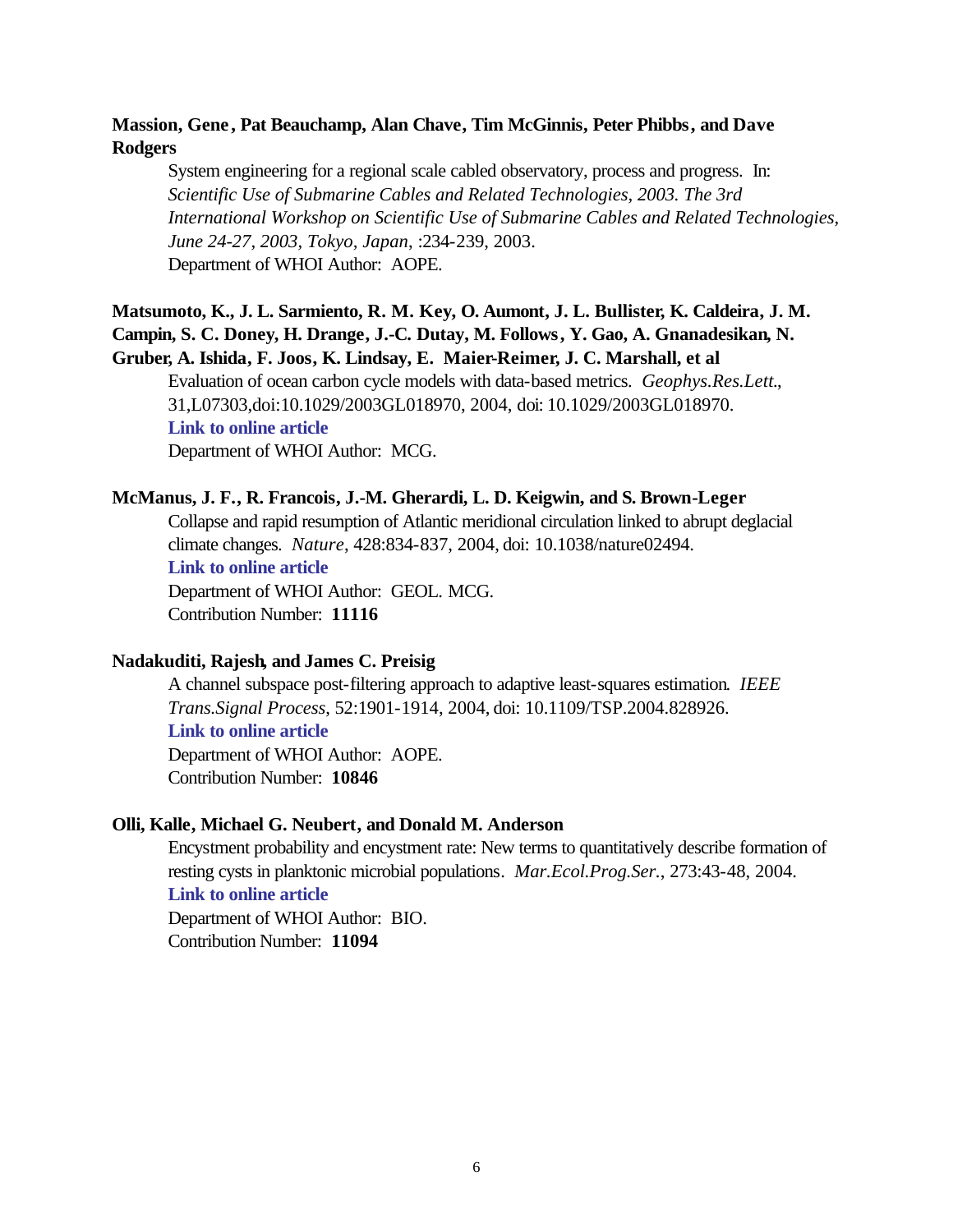**Massion, Gene, Pat Beauchamp, Alan Chave, Tim McGinnis, Peter Phibbs, and Dave Rodgers**

System engineering for a regional scale cabled observatory, process and progress. In: *Scientific Use of Submarine Cables and Related Technologies, 2003. The 3rd International Workshop on Scientific Use of Submarine Cables and Related Technologies, June 24-27, 2003, Tokyo, Japan*, :234-239, 2003.
Department of WHOI Author: AOPE.

**Matsumoto, K., J. L. Sarmiento, R. M. Key, O. Aumont, J. L. Bullister, K. Caldeira, J. M. Campin, S. C. Doney, H. Drange, J.-C. Dutay, M. Follows, Y. Gao, A. Gnanadesikan, N. Gruber, A. Ishida, F. Joos, K. Lindsay, E. Maier-Reimer, J. C. Marshall, et al**

Evaluation of ocean carbon cycle models with data-based metrics. *Geophys.Res.Lett.*, 31,L07303,doi:10.1029/2003GL018970, 2004, doi: 10.1029/2003GL018970.
**Link to online article**
Department of WHOI Author: MCG.

**McManus, J. F., R. Francois, J.-M. Gherardi, L. D. Keigwin, and S. Brown-Leger**

Collapse and rapid resumption of Atlantic meridional circulation linked to abrupt deglacial climate changes. *Nature*, 428:834-837, 2004, doi: 10.1038/nature02494.
**Link to online article**
Department of WHOI Author: GEOL. MCG.
Contribution Number: **11116**

**Nadakuditi, Rajesh, and James C. Preisig**

A channel subspace post-filtering approach to adaptive least-squares estimation. *IEEE Trans.Signal Process*, 52:1901-1914, 2004, doi: 10.1109/TSP.2004.828926.
**Link to online article**
Department of WHOI Author: AOPE.
Contribution Number: **10846**

**Olli, Kalle, Michael G. Neubert, and Donald M. Anderson**

Encystment probability and encystment rate: New terms to quantitatively describe formation of resting cysts in planktonic microbial populations. *Mar.Ecol.Prog.Ser.*, 273:43-48, 2004.
**Link to online article**
Department of WHOI Author: BIO.
Contribution Number: **11094**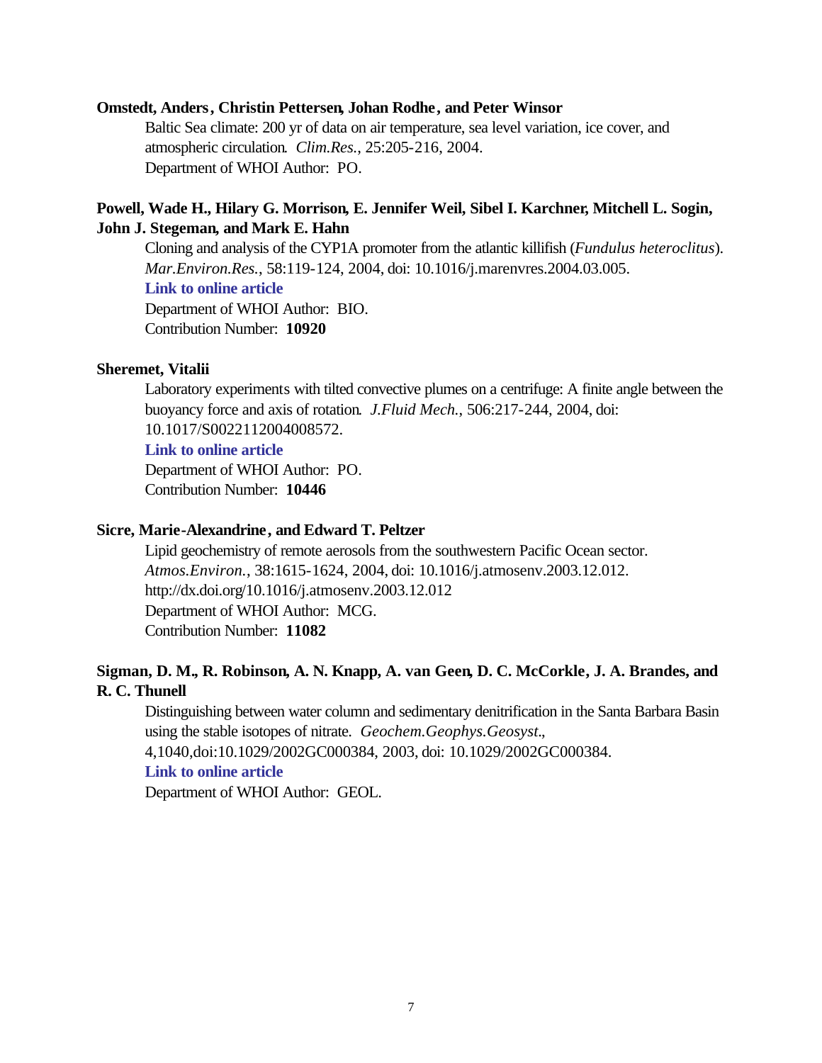**Omstedt, Anders, Christin Pettersen, Johan Rodhe, and Peter Winsor**

Baltic Sea climate: 200 yr of data on air temperature, sea level variation, ice cover, and atmospheric circulation. *Clim.Res.*, 25:205-216, 2004.
Department of WHOI Author: PO.

**Powell, Wade H., Hilary G. Morrison, E. Jennifer Weil, Sibel I. Karchner, Mitchell L. Sogin, John J. Stegeman, and Mark E. Hahn**

Cloning and analysis of the CYP1A promoter from the atlantic killifish (*Fundulus heteroclitus*). *Mar.Environ.Res.*, 58:119-124, 2004, doi: 10.1016/j.marenvres.2004.03.005.
**Link to online article**
Department of WHOI Author: BIO.
Contribution Number: **10920**

**Sheremet, Vitalii**

Laboratory experiments with tilted convective plumes on a centrifuge: A finite angle between the buoyancy force and axis of rotation. *J.Fluid Mech.*, 506:217-244, 2004, doi: 10.1017/S0022112004008572.
**Link to online article**
Department of WHOI Author: PO.
Contribution Number: **10446**

**Sicre, Marie-Alexandrine, and Edward T. Peltzer**

Lipid geochemistry of remote aerosols from the southwestern Pacific Ocean sector. *Atmos.Environ.*, 38:1615-1624, 2004, doi: 10.1016/j.atmosenv.2003.12.012.
http://dx.doi.org/10.1016/j.atmosenv.2003.12.012
Department of WHOI Author: MCG.
Contribution Number: **11082**

**Sigman, D. M., R. Robinson, A. N. Knapp, A. van Geen, D. C. McCorkle, J. A. Brandes, and R. C. Thunell**

Distinguishing between water column and sedimentary denitrification in the Santa Barbara Basin using the stable isotopes of nitrate. *Geochem.Geophys.Geosyst.*, 4,1040,doi:10.1029/2002GC000384, 2003, doi: 10.1029/2002GC000384.
**Link to online article**
Department of WHOI Author: GEOL.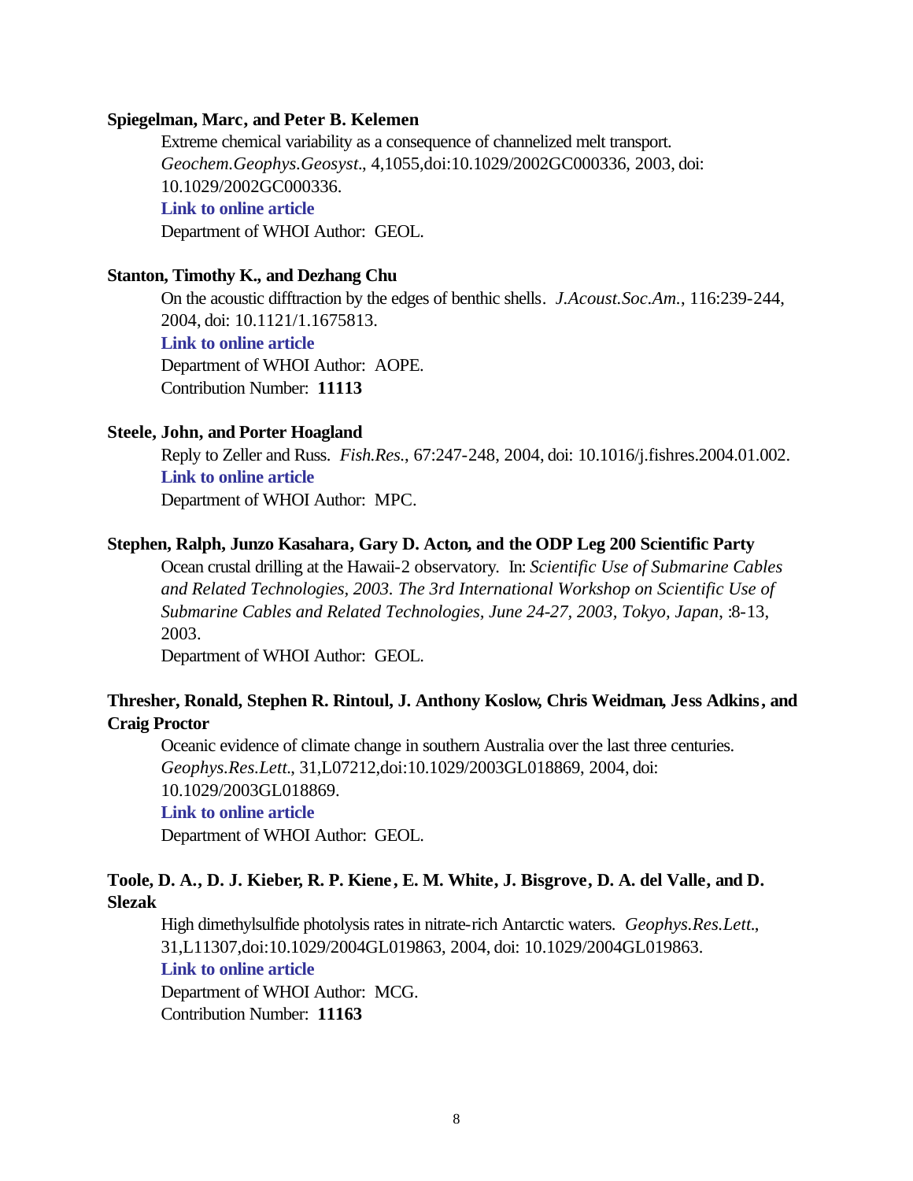**Spiegelman, Marc, and Peter B. Kelemen**

Extreme chemical variability as a consequence of channelized melt transport. *Geochem.Geophys.Geosyst.*, 4,1055,doi:10.1029/2002GC000336, 2003, doi: 10.1029/2002GC000336.

**Link to online article**

Department of WHOI Author: GEOL.

**Stanton, Timothy K., and Dezhang Chu**

On the acoustic difftraction by the edges of benthic shells. *J.Acoust.Soc.Am.*, 116:239-244, 2004, doi: 10.1121/1.1675813.

**Link to online article**

Department of WHOI Author: AOPE.

Contribution Number: **11113**

**Steele, John, and Porter Hoagland**

Reply to Zeller and Russ. *Fish.Res.*, 67:247-248, 2004, doi: 10.1016/j.fishres.2004.01.002.

**Link to online article**

Department of WHOI Author: MPC.

**Stephen, Ralph, Junzo Kasahara, Gary D. Acton, and the ODP Leg 200 Scientific Party**

Ocean crustal drilling at the Hawaii-2 observatory. In: *Scientific Use of Submarine Cables and Related Technologies, 2003. The 3rd International Workshop on Scientific Use of Submarine Cables and Related Technologies, June 24-27, 2003, Tokyo, Japan*, :8-13, 2003.

Department of WHOI Author: GEOL.

**Thresher, Ronald, Stephen R. Rintoul, J. Anthony Koslow, Chris Weidman, Jess Adkins, and Craig Proctor**

Oceanic evidence of climate change in southern Australia over the last three centuries. *Geophys.Res.Lett.*, 31,L07212,doi:10.1029/2003GL018869, 2004, doi: 10.1029/2003GL018869.

**Link to online article**

Department of WHOI Author: GEOL.

**Toole, D. A., D. J. Kieber, R. P. Kiene, E. M. White, J. Bisgrove, D. A. del Valle, and D. Slezak**

High dimethylsulfide photolysis rates in nitrate-rich Antarctic waters. *Geophys.Res.Lett.*, 31,L11307,doi:10.1029/2004GL019863, 2004, doi: 10.1029/2004GL019863.

**Link to online article**

Department of WHOI Author: MCG.

Contribution Number: **11163**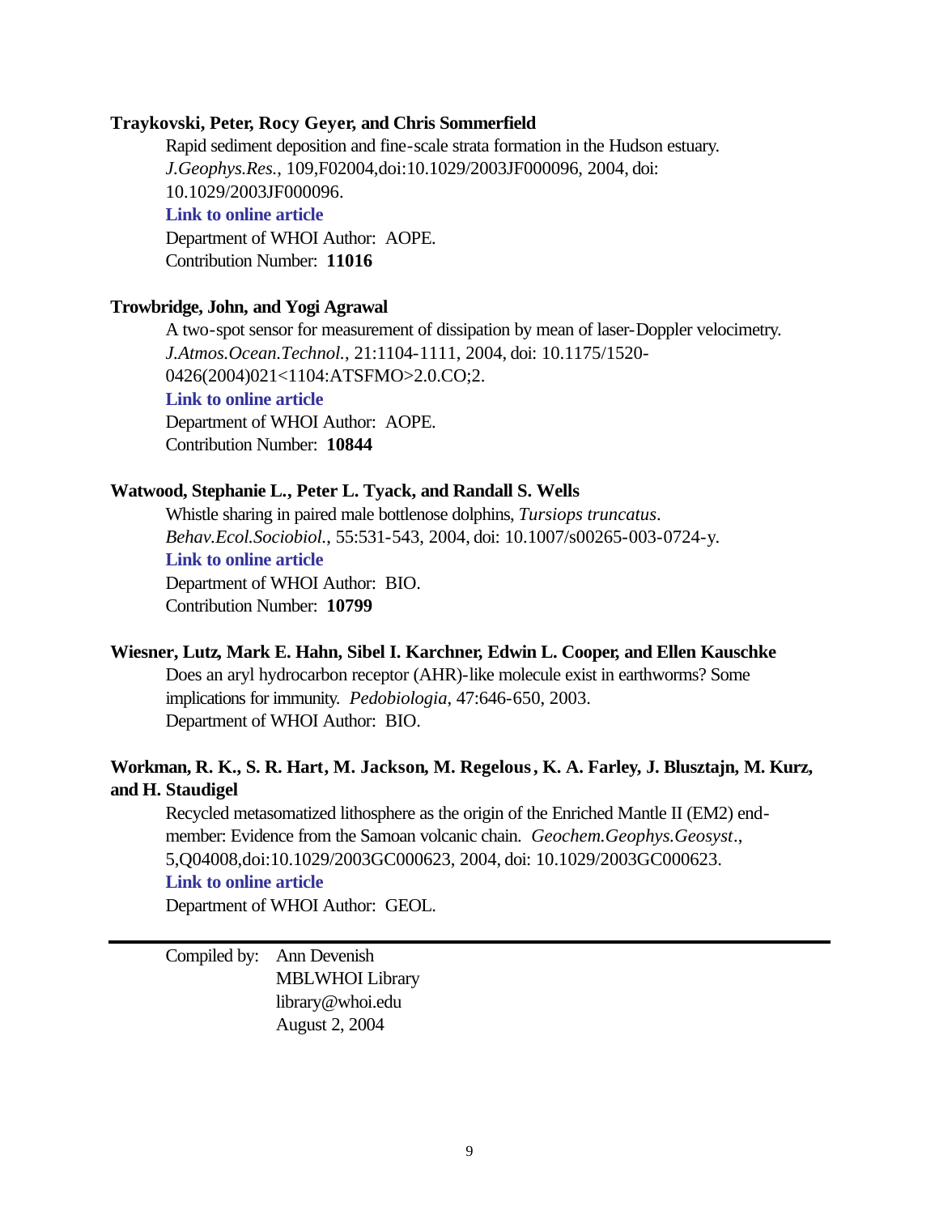**Traykovski, Peter, Rocy Geyer, and Chris Sommerfield**

Rapid sediment deposition and fine-scale strata formation in the Hudson estuary. *J.Geophys.Res.*, 109,F02004,doi:10.1029/2003JF000096, 2004, doi: 10.1029/2003JF000096.

**Link to online article**

Department of WHOI Author: AOPE.

Contribution Number: **11016**

**Trowbridge, John, and Yogi Agrawal**

A two-spot sensor for measurement of dissipation by mean of laser-Doppler velocimetry. *J.Atmos.Ocean.Technol.*, 21:1104-1111, 2004, doi: 10.1175/1520-0426(2004)021<1104:ATSFMO>2.0.CO;2.

**Link to online article**

Department of WHOI Author: AOPE.

Contribution Number: **10844**

**Watwood, Stephanie L., Peter L. Tyack, and Randall S. Wells**

Whistle sharing in paired male bottlenose dolphins, *Tursiops truncatus*. *Behav.Ecol.Sociobiol.*, 55:531-543, 2004, doi: 10.1007/s00265-003-0724-y.

**Link to online article**

Department of WHOI Author: BIO.

Contribution Number: **10799**

**Wiesner, Lutz, Mark E. Hahn, Sibel I. Karchner, Edwin L. Cooper, and Ellen Kauschke**

Does an aryl hydrocarbon receptor (AHR)-like molecule exist in earthworms? Some implications for immunity. *Pedobiologia*, 47:646-650, 2003.

Department of WHOI Author: BIO.

**Workman, R. K., S. R. Hart, M. Jackson, M. Regelous, K. A. Farley, J. Blusztajn, M. Kurz, and H. Staudigel**

Recycled metasomatized lithosphere as the origin of the Enriched Mantle II (EM2) end-member: Evidence from the Samoan volcanic chain. *Geochem.Geophys.Geosyst.*, 5,Q04008,doi:10.1029/2003GC000623, 2004, doi: 10.1029/2003GC000623.

**Link to online article**

Department of WHOI Author: GEOL.

---

Compiled by: Ann Devenish
MBLWHOI Library
library@whoi.edu
August 2, 2004